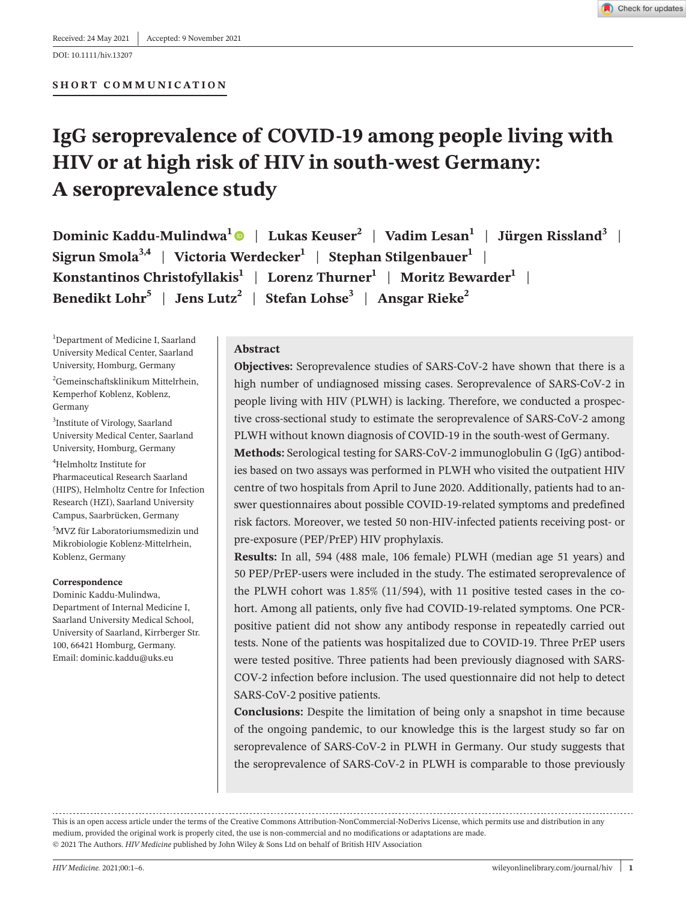Received: 24 May 2021 | Accepted: 9 November 2021

DOI: 10.1111/hiv.13207

SHORT COMMUNICATION

# IgG seroprevalence of COVID-19 among people living with HIV or at high risk of HIV in south-west Germany: A seroprevalence study

**Dominic Kaddu-Mulindwa[1] | Lukas Keuser[2] | Vadim Lesan[1] | Jürgen Rissland[3] | Sigrun Smola[3,4] | Victoria Werdecker[1] | Stephan Stilgenbauer[1] | Konstantinos Christofyllakis[1] | Lorenz Thurner[1] | Moritz Bewarder[1] | Benedikt Lohr[5] | Jens Lutz[2] | Stefan Lohse[3] | Ansgar Rieke[2]**

[1]Department of Medicine I, Saarland University Medical Center, Saarland University, Homburg, Germany

[2]Gemeinschaftsklinikum Mittelrhein, Kemperhof Koblenz, Koblenz, Germany

[3]Institute of Virology, Saarland University Medical Center, Saarland University, Homburg, Germany

[4]Helmholtz Institute for Pharmaceutical Research Saarland (HIPS), Helmholtz Centre for Infection Research (HZI), Saarland University Campus, Saarbrücken, Germany

[5]MVZ für Laboratoriumsmedizin und Mikrobiologie Koblenz-Mittelrhein, Koblenz, Germany

**Correspondence**

Dominic Kaddu-Mulindwa, Department of Internal Medicine I, Saarland University Medical School, University of Saarland, Kirrberger Str. 100, 66421 Homburg, Germany.
Email: dominic.kaddu@uks.eu

## Abstract

**Objectives:** Seroprevalence studies of SARS-CoV-2 have shown that there is a high number of undiagnosed missing cases. Seroprevalence of SARS-CoV-2 in people living with HIV (PLWH) is lacking. Therefore, we conducted a prospective cross-sectional study to estimate the seroprevalence of SARS-CoV-2 among PLWH without known diagnosis of COVID-19 in the south-west of Germany.

**Methods:** Serological testing for SARS-CoV-2 immunoglobulin G (IgG) antibodies based on two assays was performed in PLWH who visited the outpatient HIV centre of two hospitals from April to June 2020. Additionally, patients had to answer questionnaires about possible COVID-19-related symptoms and predefined risk factors. Moreover, we tested 50 non-HIV-infected patients receiving post- or pre-exposure (PEP/PrEP) HIV prophylaxis.

**Results:** In all, 594 (488 male, 106 female) PLWH (median age 51 years) and 50 PEP/PrEP-users were included in the study. The estimated seroprevalence of the PLWH cohort was 1.85% (11/594), with 11 positive tested cases in the cohort. Among all patients, only five had COVID-19-related symptoms. One PCR-positive patient did not show any antibody response in repeatedly carried out tests. None of the patients was hospitalized due to COVID-19. Three PrEP users were tested positive. Three patients had been previously diagnosed with SARS-COV-2 infection before inclusion. The used questionnaire did not help to detect SARS-CoV-2 positive patients.

**Conclusions:** Despite the limitation of being only a snapshot in time because of the ongoing pandemic, to our knowledge this is the largest study so far on seroprevalence of SARS-CoV-2 in PLWH in Germany. Our study suggests that the seroprevalence of SARS-CoV-2 in PLWH is comparable to those previously

This is an open access article under the terms of the Creative Commons Attribution-NonCommercial-NoDerivs License, which permits use and distribution in any medium, provided the original work is properly cited, the use is non-commercial and no modifications or adaptations are made.
© 2021 The Authors. *HIV Medicine* published by John Wiley & Sons Ltd on behalf of British HIV Association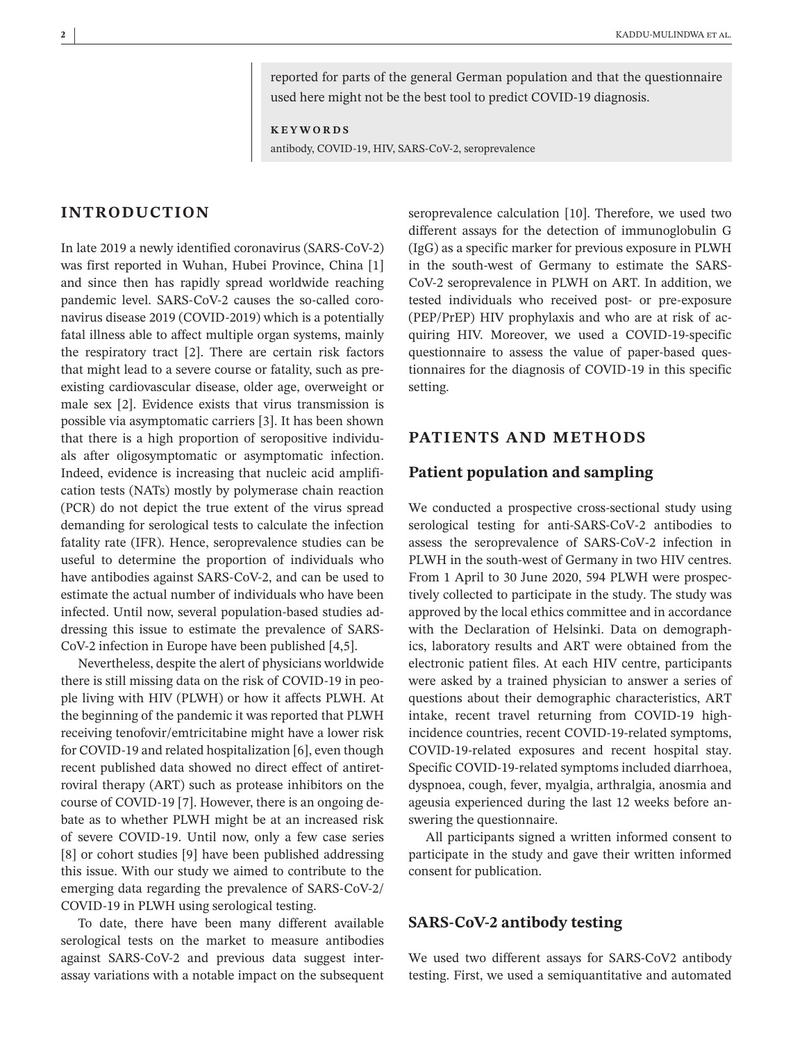reported for parts of the general German population and that the questionnaire used here might not be the best tool to predict COVID-19 diagnosis.

**KEYWORDS**

antibody, COVID-19, HIV, SARS-CoV-2, seroprevalence

## INTRODUCTION

In late 2019 a newly identified coronavirus (SARS-CoV-2) was first reported in Wuhan, Hubei Province, China [1] and since then has rapidly spread worldwide reaching pandemic level. SARS-CoV-2 causes the so-called coronavirus disease 2019 (COVID-2019) which is a potentially fatal illness able to affect multiple organ systems, mainly the respiratory tract [2]. There are certain risk factors that might lead to a severe course or fatality, such as pre-existing cardiovascular disease, older age, overweight or male sex [2]. Evidence exists that virus transmission is possible via asymptomatic carriers [3]. It has been shown that there is a high proportion of seropositive individuals after oligosymptomatic or asymptomatic infection. Indeed, evidence is increasing that nucleic acid amplification tests (NATs) mostly by polymerase chain reaction (PCR) do not depict the true extent of the virus spread demanding for serological tests to calculate the infection fatality rate (IFR). Hence, seroprevalence studies can be useful to determine the proportion of individuals who have antibodies against SARS-CoV-2, and can be used to estimate the actual number of individuals who have been infected. Until now, several population-based studies addressing this issue to estimate the prevalence of SARS-CoV-2 infection in Europe have been published [4,5].

Nevertheless, despite the alert of physicians worldwide there is still missing data on the risk of COVID-19 in people living with HIV (PLWH) or how it affects PLWH. At the beginning of the pandemic it was reported that PLWH receiving tenofovir/emtricitabine might have a lower risk for COVID-19 and related hospitalization [6], even though recent published data showed no direct effect of antiretroviral therapy (ART) such as protease inhibitors on the course of COVID-19 [7]. However, there is an ongoing debate as to whether PLWH might be at an increased risk of severe COVID-19. Until now, only a few case series [8] or cohort studies [9] have been published addressing this issue. With our study we aimed to contribute to the emerging data regarding the prevalence of SARS-CoV-2/COVID-19 in PLWH using serological testing.

To date, there have been many different available serological tests on the market to measure antibodies against SARS-CoV-2 and previous data suggest inter-assay variations with a notable impact on the subsequent seroprevalence calculation [10]. Therefore, we used two different assays for the detection of immunoglobulin G (IgG) as a specific marker for previous exposure in PLWH in the south-west of Germany to estimate the SARS-CoV-2 seroprevalence in PLWH on ART. In addition, we tested individuals who received post- or pre-exposure (PEP/PrEP) HIV prophylaxis and who are at risk of acquiring HIV. Moreover, we used a COVID-19-specific questionnaire to assess the value of paper-based questionnaires for the diagnosis of COVID-19 in this specific setting.

## PATIENTS AND METHODS

### Patient population and sampling

We conducted a prospective cross-sectional study using serological testing for anti-SARS-CoV-2 antibodies to assess the seroprevalence of SARS-CoV-2 infection in PLWH in the south-west of Germany in two HIV centres. From 1 April to 30 June 2020, 594 PLWH were prospectively collected to participate in the study. The study was approved by the local ethics committee and in accordance with the Declaration of Helsinki. Data on demographics, laboratory results and ART were obtained from the electronic patient files. At each HIV centre, participants were asked by a trained physician to answer a series of questions about their demographic characteristics, ART intake, recent travel returning from COVID-19 high-incidence countries, recent COVID-19-related symptoms, COVID-19-related exposures and recent hospital stay. Specific COVID-19-related symptoms included diarrhoea, dyspnoea, cough, fever, myalgia, arthralgia, anosmia and ageusia experienced during the last 12 weeks before answering the questionnaire.

All participants signed a written informed consent to participate in the study and gave their written informed consent for publication.

### SARS-CoV-2 antibody testing

We used two different assays for SARS-CoV2 antibody testing. First, we used a semiquantitative and automated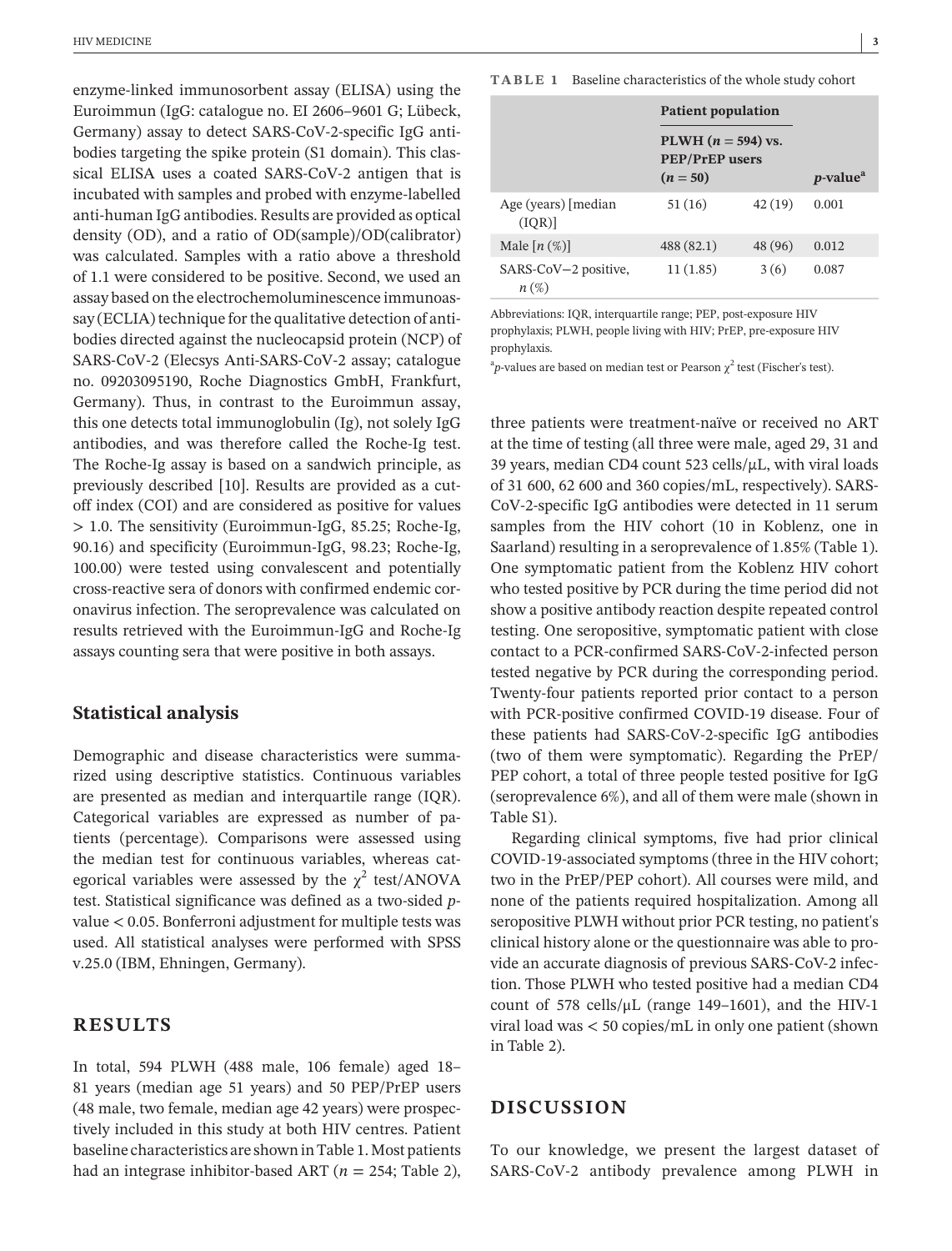enzyme-linked immunosorbent assay (ELISA) using the Euroimmun (IgG: catalogue no. EI 2606–9601 G; Lübeck, Germany) assay to detect SARS-CoV-2-specific IgG antibodies targeting the spike protein (S1 domain). This classical ELISA uses a coated SARS-CoV-2 antigen that is incubated with samples and probed with enzyme-labelled anti-human IgG antibodies. Results are provided as optical density (OD), and a ratio of OD(sample)/OD(calibrator) was calculated. Samples with a ratio above a threshold of 1.1 were considered to be positive. Second, we used an assay based on the electrochemoluminescence immunoassay (ECLIA) technique for the qualitative detection of antibodies directed against the nucleocapsid protein (NCP) of SARS-CoV-2 (Elecsys Anti-SARS-CoV-2 assay; catalogue no. 09203095190, Roche Diagnostics GmbH, Frankfurt, Germany). Thus, in contrast to the Euroimmun assay, this one detects total immunoglobulin (Ig), not solely IgG antibodies, and was therefore called the Roche-Ig test. The Roche-Ig assay is based on a sandwich principle, as previously described [10]. Results are provided as a cut-off index (COI) and are considered as positive for values > 1.0. The sensitivity (Euroimmun-IgG, 85.25; Roche-Ig, 90.16) and specificity (Euroimmun-IgG, 98.23; Roche-Ig, 100.00) were tested using convalescent and potentially cross-reactive sera of donors with confirmed endemic coronavirus infection. The seroprevalence was calculated on results retrieved with the Euroimmun-IgG and Roche-Ig assays counting sera that were positive in both assays.

## Statistical analysis

Demographic and disease characteristics were summarized using descriptive statistics. Continuous variables are presented as median and interquartile range (IQR). Categorical variables are expressed as number of patients (percentage). Comparisons were assessed using the median test for continuous variables, whereas categorical variables were assessed by the $\chi^2$ test/ANOVA test. Statistical significance was defined as a two-sided $p$-value < 0.05. Bonferroni adjustment for multiple tests was used. All statistical analyses were performed with SPSS v.25.0 (IBM, Ehningen, Germany).

## RESULTS

In total, 594 PLWH (488 male, 106 female) aged 18–81 years (median age 51 years) and 50 PEP/PrEP users (48 male, two female, median age 42 years) were prospectively included in this study at both HIV centres. Patient baseline characteristics are shown in Table 1. Most patients had an integrase inhibitor-based ART ($n$ = 254; Table 2), three patients were treatment-naïve or received no ART at the time of testing (all three were male, aged 29, 31 and 39 years, median CD4 count 523 cells/μL, with viral loads of 31 600, 62 600 and 360 copies/mL, respectively). SARS-CoV-2-specific IgG antibodies were detected in 11 serum samples from the HIV cohort (10 in Koblenz, one in Saarland) resulting in a seroprevalence of 1.85% (Table 1). One symptomatic patient from the Koblenz HIV cohort who tested positive by PCR during the time period did not show a positive antibody reaction despite repeated control testing. One seropositive, symptomatic patient with close contact to a PCR-confirmed SARS-CoV-2-infected person tested negative by PCR during the corresponding period. Twenty-four patients reported prior contact to a person with PCR-positive confirmed COVID-19 disease. Four of these patients had SARS-CoV-2-specific IgG antibodies (two of them were symptomatic). Regarding the PrEP/PEP cohort, a total of three people tested positive for IgG (seroprevalence 6%), and all of them were male (shown in Table S1).

Regarding clinical symptoms, five had prior clinical COVID-19-associated symptoms (three in the HIV cohort; two in the PrEP/PEP cohort). All courses were mild, and none of the patients required hospitalization. Among all seropositive PLWH without prior PCR testing, no patient's clinical history alone or the questionnaire was able to provide an accurate diagnosis of previous SARS-CoV-2 infection. Those PLWH who tested positive had a median CD4 count of 578 cells/μL (range 149–1601), and the HIV-1 viral load was < 50 copies/mL in only one patient (shown in Table 2).

**TABLE 1** Baseline characteristics of the whole study cohort

| | Patient population | | |
|---|---|---|---|
| | PLWH ($n$ = 594) vs. PEP/PrEP users ($n$ = 50) | | $p$-value[a] |
| Age (years) [median (IQR)] | 51 (16) | 42 (19) | 0.001 |
| Male [$n$ (%)] | 488 (82.1) | 48 (96) | 0.012 |
| SARS-CoV−2 positive, $n$ (%) | 11 (1.85) | 3 (6) | 0.087 |

Abbreviations: IQR, interquartile range; PEP, post-exposure HIV prophylaxis; PLWH, people living with HIV; PrEP, pre-exposure HIV prophylaxis.

[a]$p$-values are based on median test or Pearson $\chi^2$ test (Fischer's test).

## DISCUSSION

To our knowledge, we present the largest dataset of SARS-CoV-2 antibody prevalence among PLWH in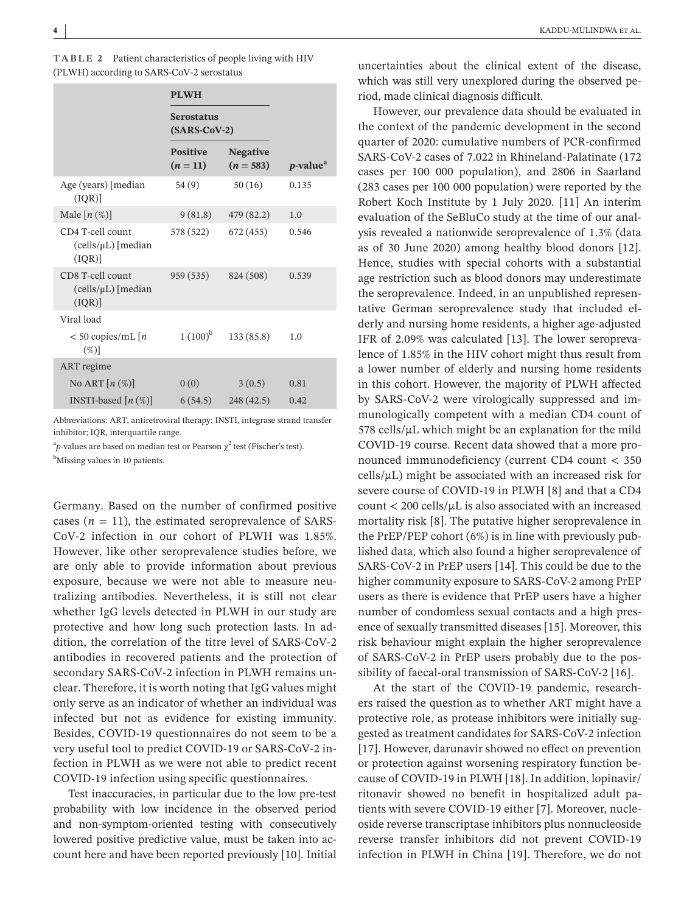**TABLE 2** Patient characteristics of people living with HIV (PLWH) according to SARS-CoV-2 serostatus

| | PLWH | | |
|---|---|---|---|
| | Serostatus (SARS-CoV-2) | | |
| | Positive ($n = 11$) | Negative ($n = 583$) | $p$-value[a] |
| Age (years) [median (IQR)] | 54 (9) | 50 (16) | 0.135 |
| Male [n (%)] | 9 (81.8) | 479 (82.2) | 1.0 |
| CD4 T-cell count (cells/μL) [median (IQR)] | 578 (522) | 672 (455) | 0.546 |
| CD8 T-cell count (cells/μL) [median (IQR)] | 959 (535) | 824 (508) | 0.539 |
| Viral load | | | |
| < 50 copies/mL [n (%)] | 1 (100)[b] | 133 (85.8) | 1.0 |
| ART regime | | | |
| No ART [n (%)] | 0 (0) | 3 (0.5) | 0.81 |
| INSTI-based [n (%)] | 6 (54.5) | 248 (42.5) | 0.42 |

Abbreviations: ART, antiretroviral therapy; INSTI, integrase strand transfer inhibitor; IQR, interquartile range.

[a] $p$-values are based on median test or Pearson $\chi^2$ test (Fischer's test).

[b] Missing values in 10 patients.

Germany. Based on the number of confirmed positive cases ($n = 11$), the estimated seroprevalence of SARS-CoV-2 infection in our cohort of PLWH was 1.85%. However, like other seroprevalence studies before, we are only able to provide information about previous exposure, because we were not able to measure neutralizing antibodies. Nevertheless, it is still not clear whether IgG levels detected in PLWH in our study are protective and how long such protection lasts. In addition, the correlation of the titre level of SARS-CoV-2 antibodies in recovered patients and the protection of secondary SARS-CoV-2 infection in PLWH remains unclear. Therefore, it is worth noting that IgG values might only serve as an indicator of whether an individual was infected but not as evidence for existing immunity. Besides, COVID-19 questionnaires do not seem to be a very useful tool to predict COVID-19 or SARS-CoV-2 infection in PLWH as we were not able to predict recent COVID-19 infection using specific questionnaires.

Test inaccuracies, in particular due to the low pre-test probability with low incidence in the observed period and non-symptom-oriented testing with consecutively lowered positive predictive value, must be taken into account here and have been reported previously [10]. Initial uncertainties about the clinical extent of the disease, which was still very unexplored during the observed period, made clinical diagnosis difficult.

However, our prevalence data should be evaluated in the context of the pandemic development in the second quarter of 2020: cumulative numbers of PCR-confirmed SARS-CoV-2 cases of 7.022 in Rhineland-Palatinate (172 cases per 100 000 population), and 2806 in Saarland (283 cases per 100 000 population) were reported by the Robert Koch Institute by 1 July 2020. [11] An interim evaluation of the SeBluCo study at the time of our analysis revealed a nationwide seroprevalence of 1.3% (data as of 30 June 2020) among healthy blood donors [12]. Hence, studies with special cohorts with a substantial age restriction such as blood donors may underestimate the seroprevalence. Indeed, in an unpublished representative German seroprevalence study that included elderly and nursing home residents, a higher age-adjusted IFR of 2.09% was calculated [13]. The lower seroprevalence of 1.85% in the HIV cohort might thus result from a lower number of elderly and nursing home residents in this cohort. However, the majority of PLWH affected by SARS-CoV-2 were virologically suppressed and immunologically competent with a median CD4 count of 578 cells/μL which might be an explanation for the mild COVID-19 course. Recent data showed that a more pronounced immunodeficiency (current CD4 count < 350 cells/μL) might be associated with an increased risk for severe course of COVID-19 in PLWH [8] and that a CD4 count < 200 cells/μL is also associated with an increased mortality risk [8]. The putative higher seroprevalence in the PrEP/PEP cohort (6%) is in line with previously published data, which also found a higher seroprevalence of SARS-CoV-2 in PrEP users [14]. This could be due to the higher community exposure to SARS-CoV-2 among PrEP users as there is evidence that PrEP users have a higher number of condomless sexual contacts and a high presence of sexually transmitted diseases [15]. Moreover, this risk behaviour might explain the higher seroprevalence of SARS-CoV-2 in PrEP users probably due to the possibility of faecal-oral transmission of SARS-CoV-2 [16].

At the start of the COVID-19 pandemic, researchers raised the question as to whether ART might have a protective role, as protease inhibitors were initially suggested as treatment candidates for SARS-CoV-2 infection [17]. However, darunavir showed no effect on prevention or protection against worsening respiratory function because of COVID-19 in PLWH [18]. In addition, lopinavir/ritonavir showed no benefit in hospitalized adult patients with severe COVID-19 either [7]. Moreover, nucleoside reverse transcriptase inhibitors plus nonnucleoside reverse transfer inhibitors did not prevent COVID-19 infection in PLWH in China [19]. Therefore, we do not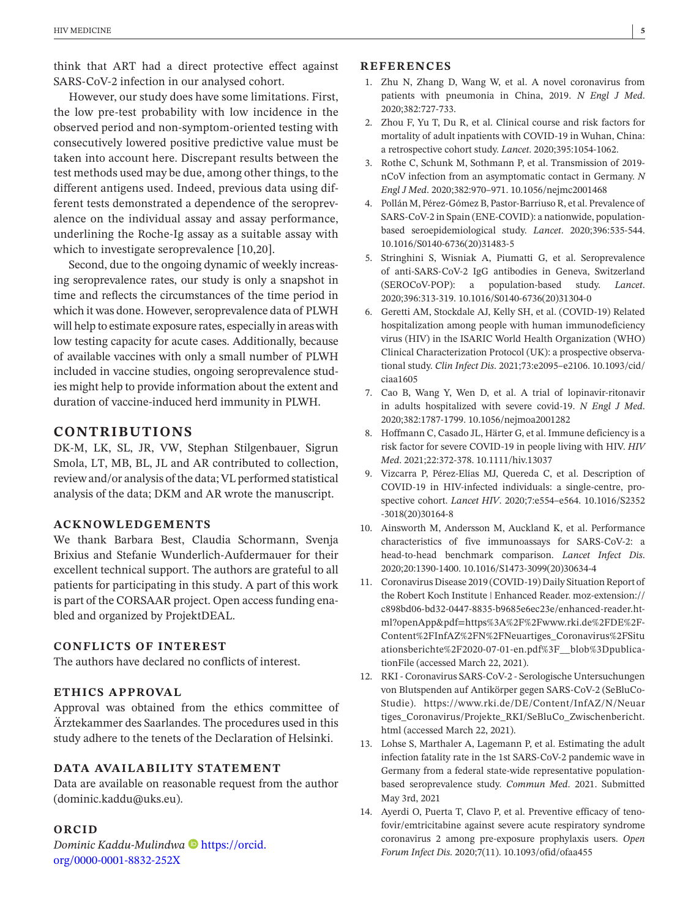think that ART had a direct protective effect against SARS-CoV-2 infection in our analysed cohort.

However, our study does have some limitations. First, the low pre-test probability with low incidence in the observed period and non-symptom-oriented testing with consecutively lowered positive predictive value must be taken into account here. Discrepant results between the test methods used may be due, among other things, to the different antigens used. Indeed, previous data using different tests demonstrated a dependence of the seroprevalence on the individual assay and assay performance, underlining the Roche-Ig assay as a suitable assay with which to investigate seroprevalence [10,20].

Second, due to the ongoing dynamic of weekly increasing seroprevalence rates, our study is only a snapshot in time and reflects the circumstances of the time period in which it was done. However, seroprevalence data of PLWH will help to estimate exposure rates, especially in areas with low testing capacity for acute cases. Additionally, because of available vaccines with only a small number of PLWH included in vaccine studies, ongoing seroprevalence studies might help to provide information about the extent and duration of vaccine-induced herd immunity in PLWH.

## CONTRIBUTIONS

DK-M, LK, SL, JR, VW, Stephan Stilgenbauer, Sigrun Smola, LT, MB, BL, JL and AR contributed to collection, review and/or analysis of the data; VL performed statistical analysis of the data; DKM and AR wrote the manuscript.

### ACKNOWLEDGEMENTS

We thank Barbara Best, Claudia Schormann, Svenja Brixius and Stefanie Wunderlich-Aufdermauer for their excellent technical support. The authors are grateful to all patients for participating in this study. A part of this work is part of the CORSAAR project. Open access funding enabled and organized by ProjektDEAL.

### CONFLICTS OF INTEREST

The authors have declared no conflicts of interest.

### ETHICS APPROVAL

Approval was obtained from the ethics committee of Ärztekammer des Saarlandes. The procedures used in this study adhere to the tenets of the Declaration of Helsinki.

### DATA AVAILABILITY STATEMENT

Data are available on reasonable request from the author (dominic.kaddu@uks.eu).

### ORCID

*Dominic Kaddu-Mulindwa* https://orcid.org/0000-0001-8832-252X

## REFERENCES

1. Zhu N, Zhang D, Wang W, et al. A novel coronavirus from patients with pneumonia in China, 2019. *N Engl J Med*. 2020;382:727-733.
2. Zhou F, Yu T, Du R, et al. Clinical course and risk factors for mortality of adult inpatients with COVID-19 in Wuhan, China: a retrospective cohort study. *Lancet*. 2020;395:1054-1062.
3. Rothe C, Schunk M, Sothmann P, et al. Transmission of 2019-nCoV infection from an asymptomatic contact in Germany. *N Engl J Med*. 2020;382:970–971. 10.1056/nejmc2001468
4. Pollán M, Pérez-Gómez B, Pastor-Barriuso R, et al. Prevalence of SARS-CoV-2 in Spain (ENE-COVID): a nationwide, population-based seroepidemiological study. *Lancet*. 2020;396:535-544. 10.1016/S0140-6736(20)31483-5
5. Stringhini S, Wisniak A, Piumatti G, et al. Seroprevalence of anti-SARS-CoV-2 IgG antibodies in Geneva, Switzerland (SEROCoV-POP): a population-based study. *Lancet*. 2020;396:313-319. 10.1016/S0140-6736(20)31304-0
6. Geretti AM, Stockdale AJ, Kelly SH, et al. (COVID-19) Related hospitalization among people with human immunodeficiency virus (HIV) in the ISARIC World Health Organization (WHO) Clinical Characterization Protocol (UK): a prospective observational study. *Clin Infect Dis*. 2021;73:e2095–e2106. 10.1093/cid/ciaa1605
7. Cao B, Wang Y, Wen D, et al. A trial of lopinavir-ritonavir in adults hospitalized with severe covid-19. *N Engl J Med*. 2020;382:1787-1799. 10.1056/nejmoa2001282
8. Hoffmann C, Casado JL, Härter G, et al. Immune deficiency is a risk factor for severe COVID-19 in people living with HIV. *HIV Med*. 2021;22:372-378. 10.1111/hiv.13037
9. Vizcarra P, Pérez-Elías MJ, Quereda C, et al. Description of COVID-19 in HIV-infected individuals: a single-centre, prospective cohort. *Lancet HIV*. 2020;7:e554–e564. 10.1016/S2352-3018(20)30164-8
10. Ainsworth M, Andersson M, Auckland K, et al. Performance characteristics of five immunoassays for SARS-CoV-2: a head-to-head benchmark comparison. *Lancet Infect Dis*. 2020;20:1390-1400. 10.1016/S1473-3099(20)30634-4
11. Coronavirus Disease 2019 (COVID-19) Daily Situation Report of the Robert Koch Institute | Enhanced Reader. moz-extension://c898bd06-bd32-0447-8835-b9685e6ec23e/enhanced-reader.html?openApp&pdf=https%3A%2F%2Fwww.rki.de%2FDE%2FContent%2FInfAZ%2FN%2FNeuartiges_Coronavirus%2FSituationsberichte%2F2020-07-01-en.pdf%3F__blob%3DpublicationFile (accessed March 22, 2021).
12. RKI - Coronavirus SARS-CoV-2 - Serologische Untersuchungen von Blutspenden auf Antikörper gegen SARS-CoV-2 (SeBluCo-Studie). https://www.rki.de/DE/Content/InfAZ/N/Neuartiges_Coronavirus/Projekte_RKI/SeBluCo_Zwischenbericht.html (accessed March 22, 2021).
13. Lohse S, Marthaler A, Lagemann P, et al. Estimating the adult infection fatality rate in the 1st SARS-CoV-2 pandemic wave in Germany from a federal state-wide representative population-based seroprevalence study. *Commun Med*. 2021. Submitted May 3rd, 2021
14. Ayerdi O, Puerta T, Clavo P, et al. Preventive efficacy of tenofovir/emtricitabine against severe acute respiratory syndrome coronavirus 2 among pre-exposure prophylaxis users. *Open Forum Infect Dis*. 2020;7(11). 10.1093/ofid/ofaa455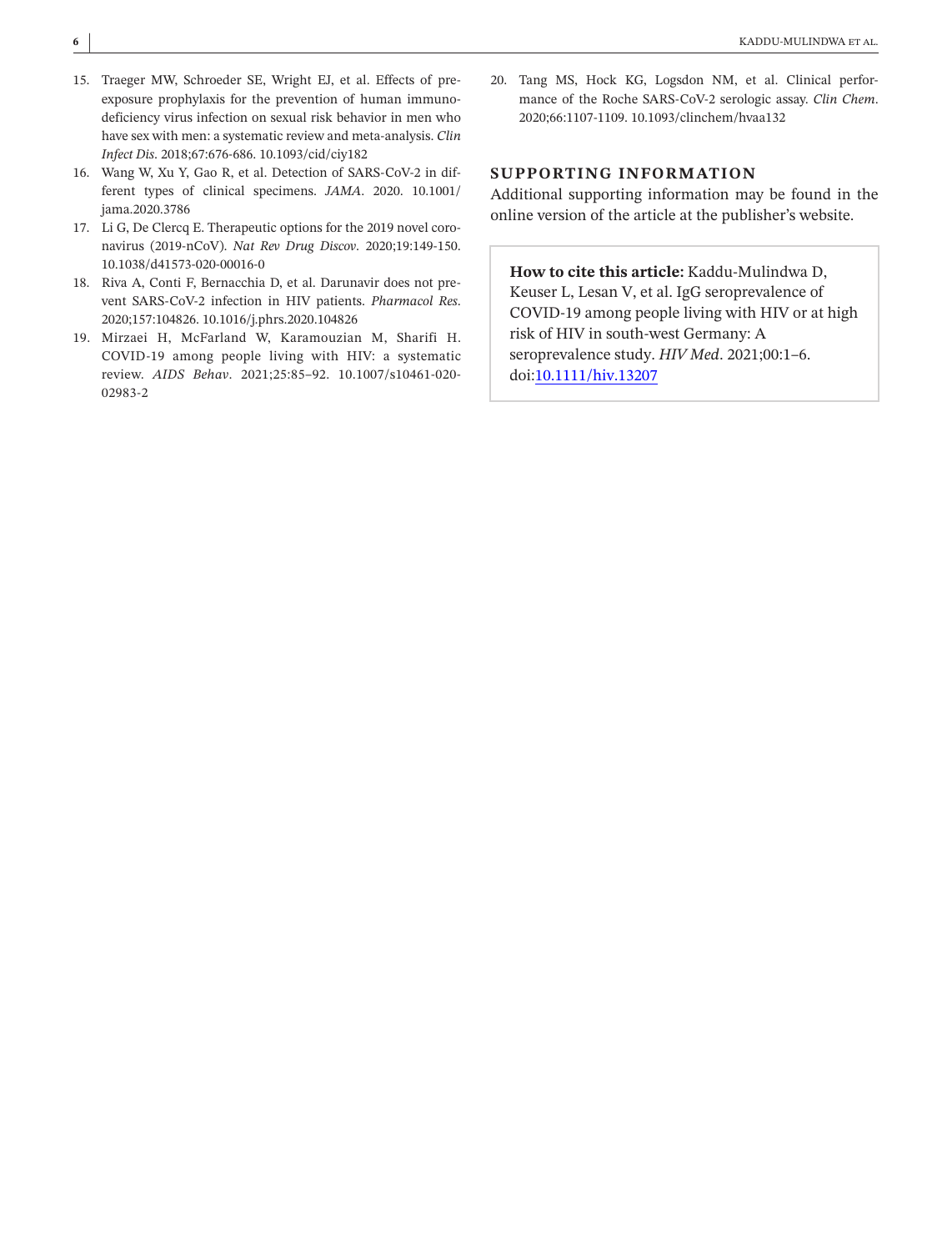15. Traeger MW, Schroeder SE, Wright EJ, et al. Effects of pre-exposure prophylaxis for the prevention of human immunodeficiency virus infection on sexual risk behavior in men who have sex with men: a systematic review and meta-analysis. *Clin Infect Dis*. 2018;67:676-686. 10.1093/cid/ciy182
16. Wang W, Xu Y, Gao R, et al. Detection of SARS-CoV-2 in different types of clinical specimens. *JAMA*. 2020. 10.1001/jama.2020.3786
17. Li G, De Clercq E. Therapeutic options for the 2019 novel coronavirus (2019-nCoV). *Nat Rev Drug Discov*. 2020;19:149-150. 10.1038/d41573-020-00016-0
18. Riva A, Conti F, Bernacchia D, et al. Darunavir does not prevent SARS-CoV-2 infection in HIV patients. *Pharmacol Res*. 2020;157:104826. 10.1016/j.phrs.2020.104826
19. Mirzaei H, McFarland W, Karamouzian M, Sharifi H. COVID-19 among people living with HIV: a systematic review. *AIDS Behav*. 2021;25:85–92. 10.1007/s10461-020-02983-2
20. Tang MS, Hock KG, Logsdon NM, et al. Clinical performance of the Roche SARS-CoV-2 serologic assay. *Clin Chem*. 2020;66:1107-1109. 10.1093/clinchem/hvaa132

## SUPPORTING INFORMATION

Additional supporting information may be found in the online version of the article at the publisher's website.

**How to cite this article:** Kaddu-Mulindwa D, Keuser L, Lesan V, et al. IgG seroprevalence of COVID-19 among people living with HIV or at high risk of HIV in south-west Germany: A seroprevalence study. *HIV Med*. 2021;00:1–6. doi:10.1111/hiv.13207